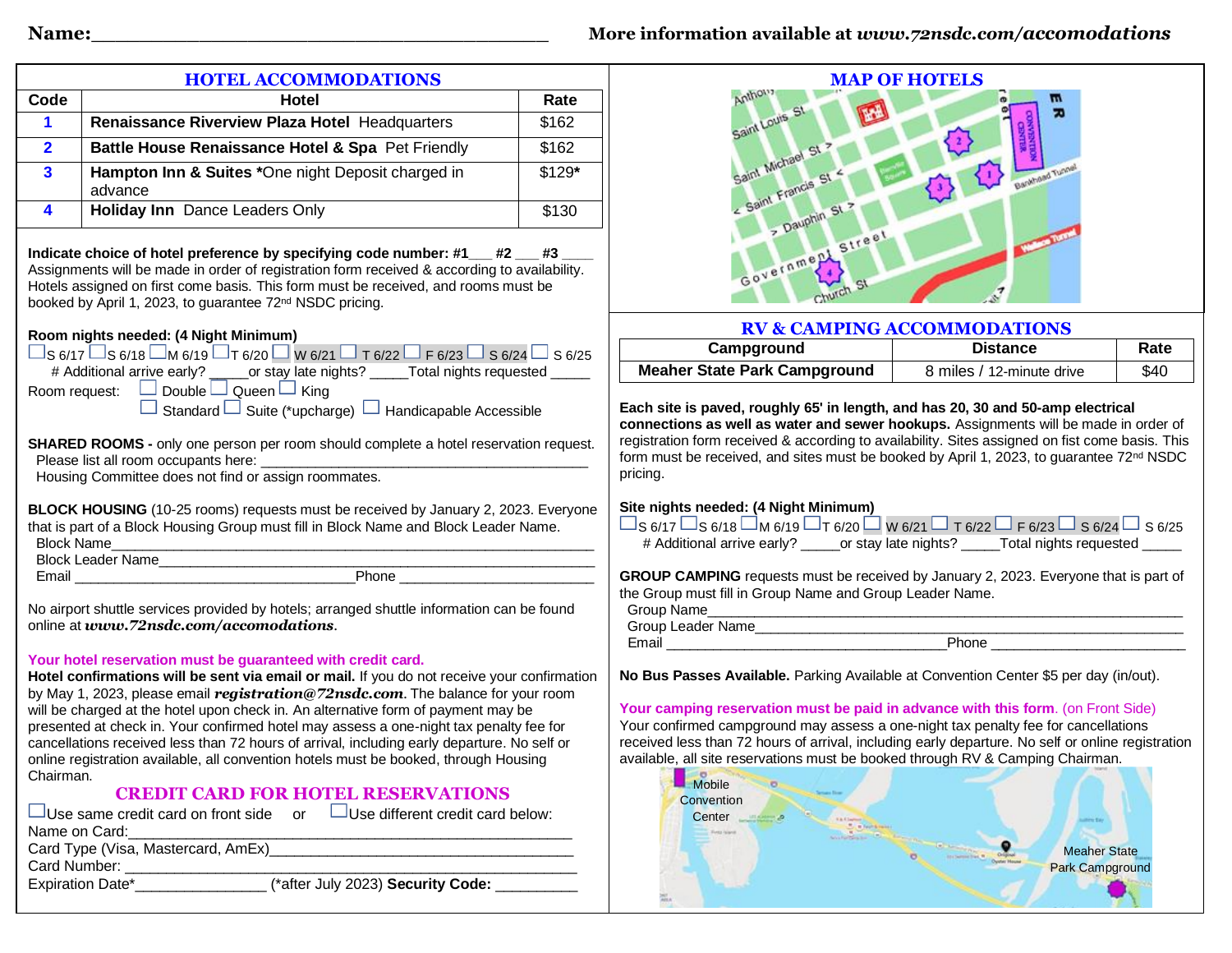**Name:**\_\_\_\_\_\_\_\_\_\_\_\_\_\_\_\_\_\_\_\_\_\_\_\_\_\_\_\_\_\_\_\_\_\_\_\_\_\_\_\_\_\_ **More information available at *www.72nsdc.com/accomodations***

## HOTEL ACCOMMODATIONS

| Code | Hotel | Rate |
|---|---|---|
| 1 | **Renaissance Riverview Plaza Hotel** Headquarters | $162 |
| 2 | **Battle House Renaissance Hotel & Spa** Pet Friendly | $162 |
| 3 | **Hampton Inn & Suites** *One night Deposit charged in advance | $129* |
| 4 | **Holiday Inn** Dance Leaders Only | $130 |

**Indicate choice of hotel preference by specifying code number: #1\_\_\_ #2 \_\_\_ #3 \_\_\_\_**
Assignments will be made in order of registration form received & according to availability. Hotels assigned on first come basis. This form must be received, and rooms must be booked by April 1, 2023, to guarantee 72nd NSDC pricing.

**Room nights needed: (4 Night Minimum)**
☐ S 6/17 ☐ S 6/18 ☐ M 6/19 ☐ T 6/20 ☐ W 6/21 ☐ T 6/22 ☐ F 6/23 ☐ S 6/24 ☐ S 6/25
# Additional arrive early? \_\_\_\_\_or stay late nights? \_\_\_\_\_Total nights requested \_\_\_\_\_

Room request: ☐ Double ☐ Queen ☐ King
☐ Standard ☐ Suite (*upcharge) ☐ Handicapable Accessible

**SHARED ROOMS -** only one person per room should complete a hotel reservation request.
Please list all room occupants here: \_\_\_\_\_\_\_\_\_\_\_\_\_\_\_\_\_\_\_\_\_\_\_\_\_\_\_\_\_\_\_\_\_\_\_\_\_\_\_\_
Housing Committee does not find or assign roommates.

**BLOCK HOUSING** (10-25 rooms) requests must be received by January 2, 2023. Everyone that is part of a Block Housing Group must fill in Block Name and Block Leader Name.
Block Name\_\_\_\_\_\_\_\_\_\_\_\_\_\_\_\_\_\_\_\_\_\_\_\_\_\_\_\_\_\_\_\_\_\_\_\_\_\_\_\_\_\_\_\_\_\_\_\_\_\_\_\_\_\_\_\_
Block Leader Name\_\_\_\_\_\_\_\_\_\_\_\_\_\_\_\_\_\_\_\_\_\_\_\_\_\_\_\_\_\_\_\_\_\_\_\_\_\_\_\_\_\_\_\_\_\_\_\_\_\_
Email \_\_\_\_\_\_\_\_\_\_\_\_\_\_\_\_\_\_\_\_\_\_\_\_\_\_\_\_\_\_\_\_\_\_\_Phone \_\_\_\_\_\_\_\_\_\_\_\_\_\_\_\_\_\_\_\_\_\_\_\_\_

No airport shuttle services provided by hotels; arranged shuttle information can be found online at ***www.72nsdc.com/accomodations***.

**Your hotel reservation must be guaranteed with credit card.**
**Hotel confirmations will be sent via email or mail.** If you do not receive your confirmation by May 1, 2023, please email ***registration@72nsdc.com***. The balance for your room will be charged at the hotel upon check in. An alternative form of payment may be presented at check in. Your confirmed hotel may assess a one-night tax penalty fee for cancellations received less than 72 hours of arrival, including early departure. No self or online registration available, all convention hotels must be booked, through Housing Chairman.

## CREDIT CARD FOR HOTEL RESERVATIONS

☐ Use same credit card on front side or ☐ Use different credit card below:
Name on Card:\_\_\_\_\_\_\_\_\_\_\_\_\_\_\_\_\_\_\_\_\_\_\_\_\_\_\_\_\_\_\_\_\_\_\_\_\_\_\_\_\_\_\_\_\_\_\_\_\_\_\_\_\_
Card Type (Visa, Mastercard, AmEx)\_\_\_\_\_\_\_\_\_\_\_\_\_\_\_\_\_\_\_\_\_\_\_\_\_\_\_\_\_\_\_\_\_\_\_\_\_\_
Card Number: \_\_\_\_\_\_\_\_\_\_\_\_\_\_\_\_\_\_\_\_\_\_\_\_\_\_\_\_\_\_\_\_\_\_\_\_\_\_\_\_\_\_\_\_\_\_\_\_\_\_\_\_\_\_\_
Expiration Date*\_\_\_\_\_\_\_\_\_\_\_\_\_\_\_\_ (*after July 2023) **Security Code:** \_\_\_\_\_\_\_\_\_\_

## MAP OF HOTELS

## RV & CAMPING ACCOMMODATIONS

| Campground | Distance | Rate |
|---|---|---|
| **Meaher State Park Campground** | 8 miles / 12-minute drive | $40 |

**Each site is paved, roughly 65' in length, and has 20, 30 and 50-amp electrical connections as well as water and sewer hookups.** Assignments will be made in order of registration form received & according to availability. Sites assigned on fist come basis. This form must be received, and sites must be booked by April 1, 2023, to guarantee 72nd NSDC pricing.

**Site nights needed: (4 Night Minimum)**
☐ S 6/17 ☐ S 6/18 ☐ M 6/19 ☐ T 6/20 ☐ W 6/21 ☐ T 6/22 ☐ F 6/23 ☐ S 6/24 ☐ S 6/25
# Additional arrive early? \_\_\_\_\_or stay late nights? \_\_\_\_\_Total nights requested \_\_\_\_\_

**GROUP CAMPING** requests must be received by January 2, 2023. Everyone that is part of the Group must fill in Group Name and Group Leader Name.
Group Name\_\_\_\_\_\_\_\_\_\_\_\_\_\_\_\_\_\_\_\_\_\_\_\_\_\_\_\_\_\_\_\_\_\_\_\_\_\_\_\_\_\_\_\_\_\_\_\_\_\_\_\_\_\_\_\_
Group Leader Name\_\_\_\_\_\_\_\_\_\_\_\_\_\_\_\_\_\_\_\_\_\_\_\_\_\_\_\_\_\_\_\_\_\_\_\_\_\_\_\_\_\_\_\_\_\_\_\_\_\_
Email \_\_\_\_\_\_\_\_\_\_\_\_\_\_\_\_\_\_\_\_\_\_\_\_\_\_\_\_\_\_\_\_\_\_\_Phone \_\_\_\_\_\_\_\_\_\_\_\_\_\_\_\_\_\_\_\_\_\_\_\_\_

**No Bus Passes Available.** Parking Available at Convention Center $5 per day (in/out).

**Your camping reservation must be paid in advance with this form.** (on Front Side)
Your confirmed campground may assess a one-night tax penalty fee for cancellations received less than 72 hours of arrival, including early departure. No self or online registration available, all site reservations must be booked through RV & Camping Chairman.

Mobile Convention Center

Meaher State Park Campground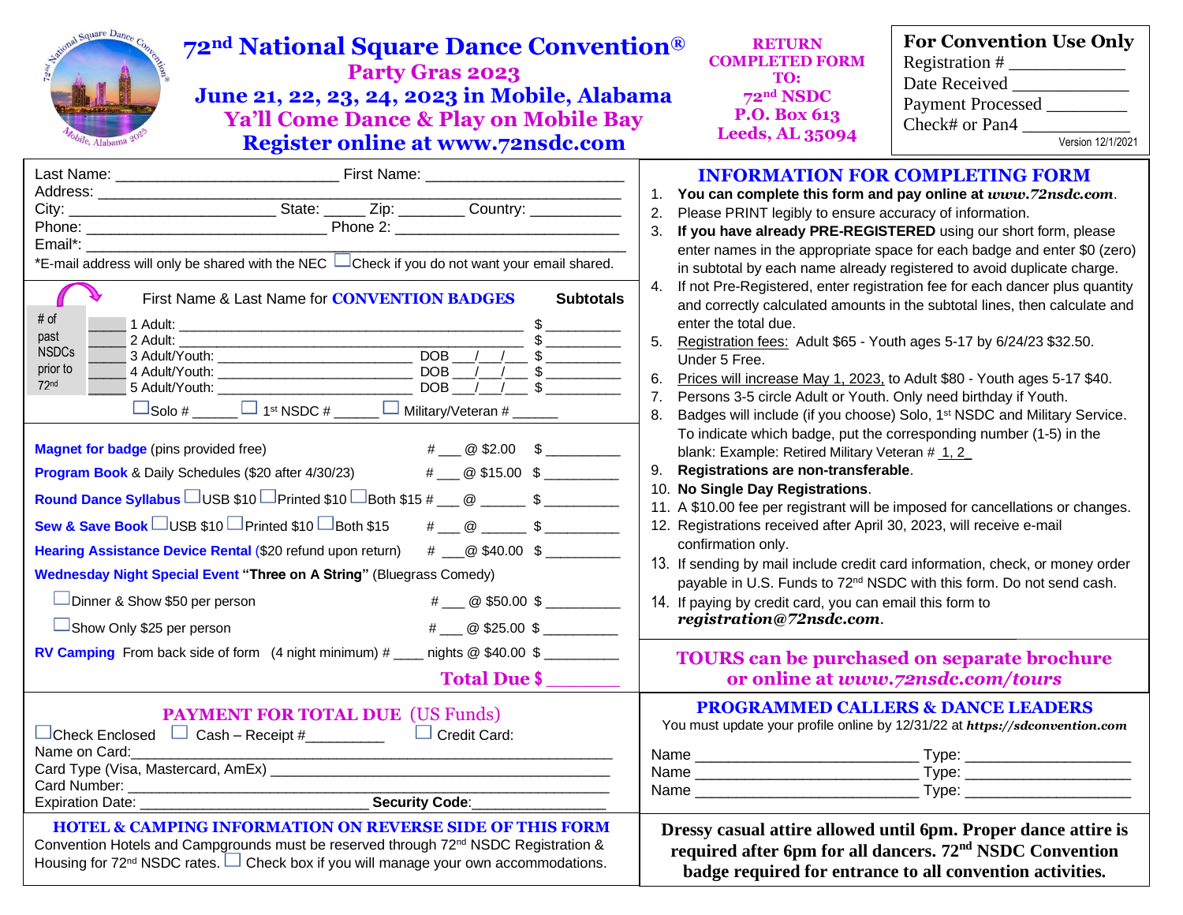# 72nd National Square Dance Convention®

## Party Gras 2023

## June 21, 22, 23, 24, 2023 in Mobile, Alabama

## Ya'll Come Dance & Play on Mobile Bay

## Register online at www.72nsdc.com

**RETURN COMPLETED FORM TO:**
**72nd NSDC**
**P.O. Box 613**
**Leeds, AL 35094**

**For Convention Use Only**
Registration # ____________
Date Received ____________
Payment Processed ________
Check# or Pan4 ____________

Version 12/1/2021

Last Name: ________________________ First Name: ______________________
Address: ____________________________________________________________
City: ______________________ State: _____ Zip: ________ Country: ___________
Phone: ___________________________ Phone 2: __________________________
Email*: _____________________________________________________________
*E-mail address will only be shared with the NEC ☐Check if you do not want your email shared.

| # of past NSDCs prior to 72nd | First Name & Last Name for **CONVENTION BADGES** | Subtotals |
|---|---|---|
| _____ | 1 Adult: ______________________________________ | $ _________ |
| _____ | 2 Adult: ______________________________________ | $ _________ |
| _____ | 3 Adult/Youth: ______________________ DOB ___/___/___ | $ _________ |
| _____ | 4 Adult/Youth: ______________________ DOB ___/___/___ | $ _________ |
| _____ | 5 Adult/Youth: ______________________ DOB ___/___/___ | $ _________ |

☐Solo # ______ ☐ 1st NSDC # ______ ☐ Military/Veteran # ______

**Magnet for badge** (pins provided free) # ___ @ $2.00 $ _________
**Program Book** & Daily Schedules ($20 after 4/30/23) # ___ @ $15.00 $ _________
**Round Dance Syllabus** ☐USB $10 ☐Printed $10 ☐Both $15 # ___ @ _____ $ _________
**Sew & Save Book** ☐USB $10 ☐Printed $10 ☐Both $15 # ___ @ _____ $ _________
**Hearing Assistance Device Rental** ($20 refund upon return) # ___@ $40.00 $ _________
**Wednesday Night Special Event "Three on A String"** (Bluegrass Comedy)
☐Dinner & Show $50 per person # ___ @ $50.00 $ _________
☐Show Only $25 per person # ___ @ $25.00 $ _________
**RV Camping** From back side of form (4 night minimum) # ____ nights @ $40.00 $ _________

**Total Due $ _______**

## PAYMENT FOR TOTAL DUE (US Funds)

☐Check Enclosed ☐ Cash – Receipt #_________ ☐ Credit Card:
Name on Card:_________________________________________________
Card Type (Visa, Mastercard, AmEx) ____________________________
Card Number: __________________________________________________
Expiration Date: ________________________ **Security Code**:______________

## HOTEL & CAMPING INFORMATION ON REVERSE SIDE OF THIS FORM

Convention Hotels and Campgrounds must be reserved through 72nd NSDC Registration & Housing for 72nd NSDC rates. ☐ Check box if you will manage your own accommodations.

## INFORMATION FOR COMPLETING FORM

1. **You can complete this form and pay online at *www.72nsdc.com*.**
2. Please PRINT legibly to ensure accuracy of information.
3. **If you have already PRE-REGISTERED** using our short form, please enter names in the appropriate space for each badge and enter $0 (zero) in subtotal by each name already registered to avoid duplicate charge.
4. If not Pre-Registered, enter registration fee for each dancer plus quantity and correctly calculated amounts in the subtotal lines, then calculate and enter the total due.
5. Registration fees: Adult $65 - Youth ages 5-17 by 6/24/23 $32.50. Under 5 Free.
6. Prices will increase May 1, 2023, to Adult $80 - Youth ages 5-17 $40.
7. Persons 3-5 circle Adult or Youth. Only need birthday if Youth.
8. Badges will include (if you choose) Solo, 1st NSDC and Military Service. To indicate which badge, put the corresponding number (1-5) in the blank: Example: Retired Military Veteran # 1, 2
9. **Registrations are non-transferable**.
10. **No Single Day Registrations**.
11. A $10.00 fee per registrant will be imposed for cancellations or changes.
12. Registrations received after April 30, 2023, will receive e-mail confirmation only.
13. If sending by mail include credit card information, check, or money order payable in U.S. Funds to 72nd NSDC with this form. Do not send cash.
14. If paying by credit card, you can email this form to ***registration@72nsdc.com***.

## TOURS can be purchased on separate brochure or online at *www.72nsdc.com/tours*

## PROGRAMMED CALLERS & DANCE LEADERS

You must update your profile online by 12/31/22 at ***https://sdconvention.com***

Name ___________________________ Type: ___________________
Name ___________________________ Type: ___________________
Name ___________________________ Type: ___________________

**Dressy casual attire allowed until 6pm. Proper dance attire is required after 6pm for all dancers. 72nd NSDC Convention badge required for entrance to all convention activities.**